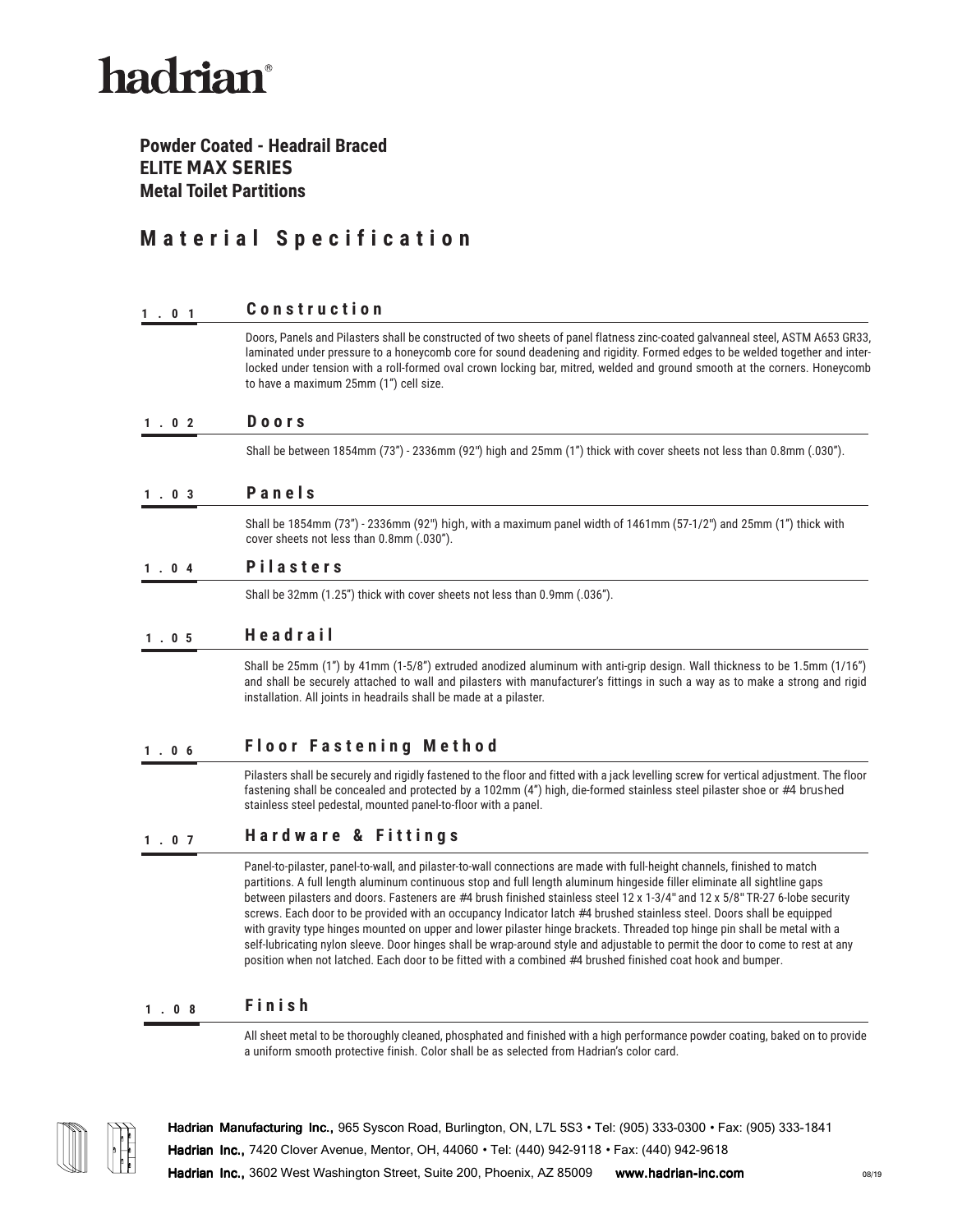# hadrian®

**Powder Coated - Headrail Braced**
**ELITE MAX SERIES**
**Metal Toilet Partitions**

## Material Specification

### 1.01 Construction

Doors, Panels and Pilasters shall be constructed of two sheets of panel flatness zinc-coated galvanneal steel, ASTM A653 GR33, laminated under pressure to a honeycomb core for sound deadening and rigidity. Formed edges to be welded together and interlocked under tension with a roll-formed oval crown locking bar, mitred, welded and ground smooth at the corners. Honeycomb to have a maximum 25mm (1") cell size.

### 1.02 Doors

Shall be between 1854mm (73") - 2336mm (92") high and 25mm (1") thick with cover sheets not less than 0.8mm (.030").

### 1.03 Panels

Shall be 1854mm (73") - 2336mm (92") high, with a maximum panel width of 1461mm (57-1/2") and 25mm (1") thick with cover sheets not less than 0.8mm (.030").

### 1.04 Pilasters

Shall be 32mm (1.25") thick with cover sheets not less than 0.9mm (.036").

### 1.05 Headrail

Shall be 25mm (1") by 41mm (1-5/8") extruded anodized aluminum with anti-grip design. Wall thickness to be 1.5mm (1/16") and shall be securely attached to wall and pilasters with manufacturer's fittings in such a way as to make a strong and rigid installation. All joints in headrails shall be made at a pilaster.

### 1.06 Floor Fastening Method

Pilasters shall be securely and rigidly fastened to the floor and fitted with a jack levelling screw for vertical adjustment. The floor fastening shall be concealed and protected by a 102mm (4") high, die-formed stainless steel pilaster shoe or #4 brushed stainless steel pedestal, mounted panel-to-floor with a panel.

### 1.07 Hardware & Fittings

Panel-to-pilaster, panel-to-wall, and pilaster-to-wall connections are made with full-height channels, finished to match partitions. A full length aluminum continuous stop and full length aluminum hingeside filler eliminate all sightline gaps between pilasters and doors. Fasteners are #4 brush finished stainless steel 12 x 1-3/4" and 12 x 5/8" TR-27 6-lobe security screws. Each door to be provided with an occupancy Indicator latch #4 brushed stainless steel. Doors shall be equipped with gravity type hinges mounted on upper and lower pilaster hinge brackets. Threaded top hinge pin shall be metal with a self-lubricating nylon sleeve. Door hinges shall be wrap-around style and adjustable to permit the door to come to rest at any position when not latched. Each door to be fitted with a combined #4 brushed finished coat hook and bumper.

### 1.08 Finish

All sheet metal to be thoroughly cleaned, phosphated and finished with a high performance powder coating, baked on to provide a uniform smooth protective finish. Color shall be as selected from Hadrian's color card.

**Hadrian Manufacturing Inc.,** 965 Syscon Road, Burlington, ON, L7L 5S3 • Tel: (905) 333-0300 • Fax: (905) 333-1841
**Hadrian Inc.,** 7420 Clover Avenue, Mentor, OH, 44060 • Tel: (440) 942-9118 • Fax: (440) 942-9618
**Hadrian Inc.,** 3602 West Washington Street, Suite 200, Phoenix, AZ 85009 **www.hadrian-inc.com**

08/19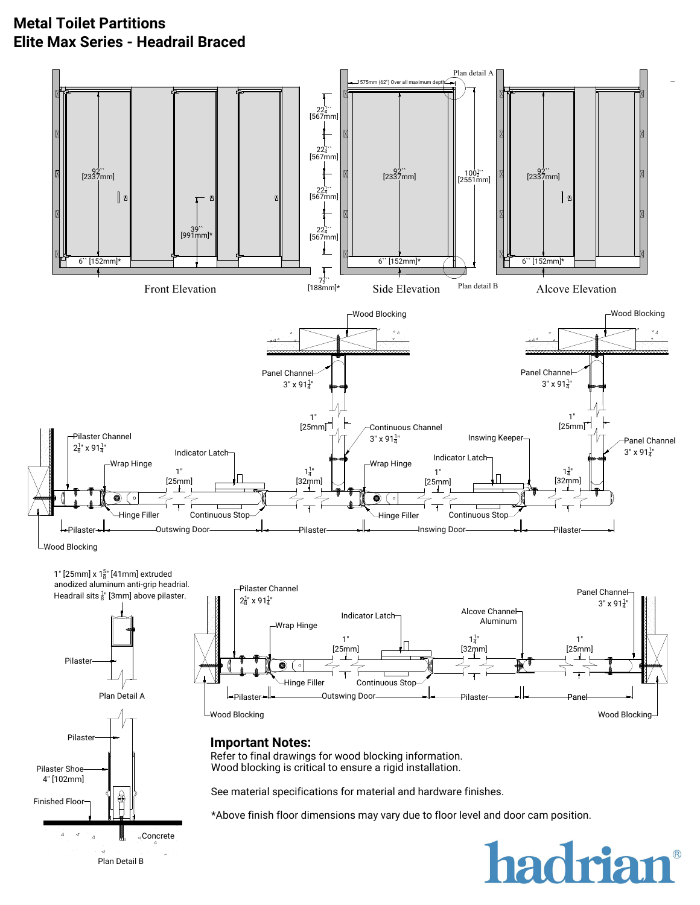# Metal Toilet Partitions
## Elite Max Series - Headrail Braced

Front Elevation

92`` [2337mm]

39`` [991mm]*

6`` [152mm]*

22$\frac{1}{4}$`` [567mm]

22$\frac{1}{4}$`` [567mm]

22$\frac{1}{4}$`` [567mm]

22$\frac{1}{4}$`` [567mm]

7$\frac{1}{2}$`` [188mm]*

Side Elevation

1575mm (62") Over all maximum depth

Plan detail A

92`` [2337mm]

100$\frac{1}{2}$`` [2551mm]

6`` [152mm]*

Plan detail B

Alcove Elevation

92`` [2337mm]

6`` [152mm]*

Wood Blocking

Panel Channel 3" x 91$\frac{1}{4}$"

1" [25mm]

Continuous Channel 3" x 91$\frac{1}{4}$"

Pilaster Channel 2$\frac{1}{8}$" x 91$\frac{1}{4}$"

Indicator Latch

Wrap Hinge

1" [25mm]

1$\frac{1}{4}$" [32mm]

Wrap Hinge

Indicator Latch

Inswing Keeper

1" [25mm]

1$\frac{1}{4}$" [32mm]

Panel Channel 3" x 91$\frac{1}{4}$"

Hinge Filler

Continuous Stop

Hinge Filler

Continuous Stop

Pilaster — Outswing Door — Pilaster — Inswing Door — Pilaster

Wood Blocking

1" [25mm] x 1$\frac{5}{8}$" [41mm] extruded anodized aluminum anti-grip headrial. Headrail sits $\frac{1}{8}$" [3mm] above pilaster.

Pilaster

Plan Detail A

Pilaster

Pilaster Shoe 4" [102mm]

Finished Floor

Concrete

Plan Detail B

Pilaster Channel 2$\frac{1}{8}$" x 91$\frac{1}{4}$"

Wrap Hinge

Indicator Latch

1" [25mm]

Alcove Channel Aluminum

1$\frac{1}{4}$" [32mm]

1" [25mm]

Panel Channel 3" x 91$\frac{1}{4}$"

Hinge Filler

Continuous Stop

Pilaster — Outswing Door — Pilaster — Panel

Wood Blocking

Wood Blocking

## Important Notes:

Refer to final drawings for wood blocking information.
Wood blocking is critical to ensure a rigid installation.

See material specifications for material and hardware finishes.

*Above finish floor dimensions may vary due to floor level and door cam position.

hadrian®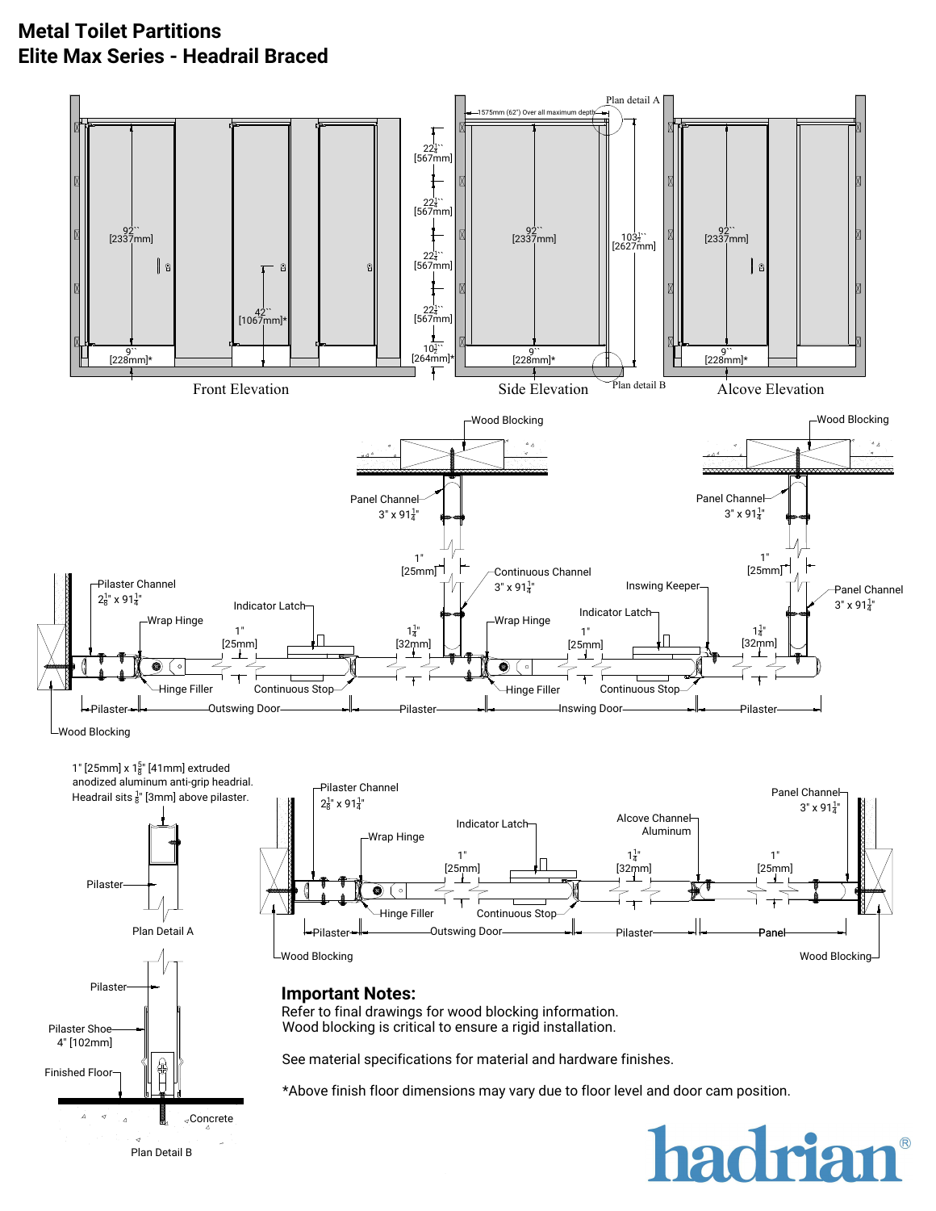# Metal Toilet Partitions
# Elite Max Series - Headrail Braced

92`` [2337mm]

42`` [1067mm]*

9`` [228mm]*

$22\frac{1}{4}$`` [567mm]

$22\frac{1}{4}$`` [567mm]

$22\frac{1}{4}$`` [567mm]

$22\frac{1}{4}$`` [567mm]

$10\frac{1}{2}$`` [264mm]*

1575mm (62") Over all maximum depth

Plan detail A

$103\frac{1}{2}$`` [2627mm]

Plan detail B

Front Elevation

Side Elevation

Alcove Elevation

Wood Blocking

Panel Channel $3" \times 91\frac{1}{4}"$

1" [25mm]

Continuous Channel $3" \times 91\frac{1}{4}"$

Pilaster Channel $2\frac{1}{8}" \times 91\frac{1}{4}"$

Indicator Latch

Wrap Hinge

1" [25mm]

$1\frac{1}{4}"$ [32mm]

Inswing Keeper

Hinge Filler

Continuous Stop

Pilaster

Outswing Door

Inswing Door

1" [25mm] x $1\frac{5}{8}"$ [41mm] extruded anodized aluminum anti-grip headrail. Headrail sits $\frac{1}{8}"$ [3mm] above pilaster.

Plan Detail A

Alcove Channel Aluminum

Panel

Pilaster Shoe 4" [102mm]

Finished Floor

Concrete

Plan Detail B

## Important Notes:

Refer to final drawings for wood blocking information.
Wood blocking is critical to ensure a rigid installation.

See material specifications for material and hardware finishes.

*Above finish floor dimensions may vary due to floor level and door cam position.

hadrian®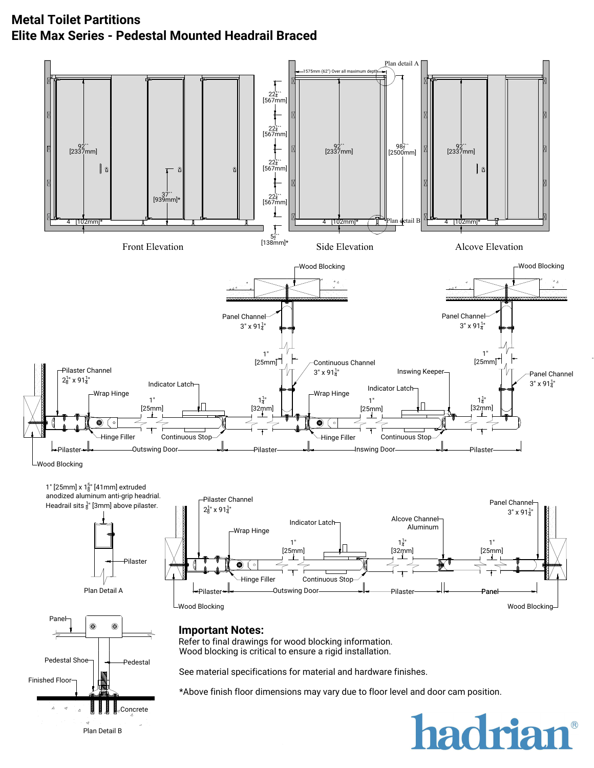# Metal Toilet Partitions
## Elite Max Series - Pedestal Mounted Headrail Braced

Front Elevation

92`` [2337mm]

37`` [939mm]*

4`` [102mm]*

22¼`` [567mm]

22¼`` [567mm]

22¼`` [567mm]

22¼`` [567mm]

5½`` [138mm]*

Side Elevation

1575mm (62") Over all maximum depth

Plan detail A

92`` [2337mm]

98½`` [2500mm]

4`` [102mm]*

Plan detail B

Alcove Elevation

92`` [2337mm]

4`` [102mm]*

Wood Blocking

Panel Channel 3" x 91¼"

1" [25mm]

Continuous Channel 3" x 91¼"

Pilaster Channel 2⅝" x 91¼"

Indicator Latch

Wrap Hinge

1" [25mm]

1¼" [32mm]

Hinge Filler

Continuous Stop

Pilaster

Outswing Door

Pilaster

Wood Blocking

Wood Blocking

Panel Channel 3" x 91¼"

1" [25mm]

Inswing Keeper

Panel Channel 3" x 91¼"

Indicator Latch

Wrap Hinge

1" [25mm]

1¼" [32mm]

Hinge Filler

Continuous Stop

Inswing Door

Pilaster

1" [25mm] x 1⅝" [41mm] extruded anodized aluminum anti-grip headrail. Headrail sits ⅛" [3mm] above pilaster.

Pilaster

Plan Detail A

Pilaster Channel 2⅝" x 91¼"

Indicator Latch

Wrap Hinge

1" [25mm]

1¼" [32mm]

Alcove Channel Aluminum

Panel Channel 3" x 91¼"

1" [25mm]

Hinge Filler

Continuous Stop

Pilaster

Outswing Door

Pilaster

Panel

Wood Blocking

Wood Blocking

Panel

Pedestal Shoe

Pedestal

Finished Floor

Concrete

Plan Detail B

## Important Notes:

Refer to final drawings for wood blocking information.
Wood blocking is critical to ensure a rigid installation.

See material specifications for material and hardware finishes.

*Above finish floor dimensions may vary due to floor level and door cam position.

hadrian®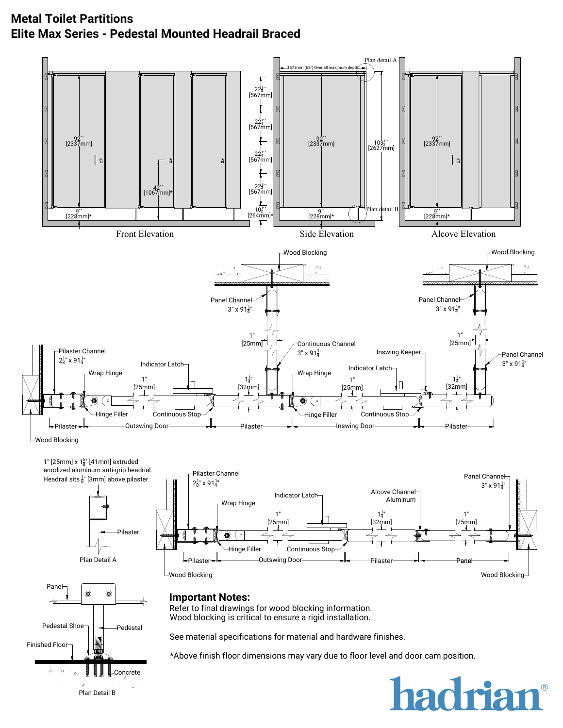# Metal Toilet Partitions
# Elite Max Series - Pedestal Mounted Headrail Braced

Front Elevation

92" [2337mm]

42" [1067mm]*

9" [228mm]*

22¼" [567mm]

22¼" [567mm]

22¼" [567mm]

22¼" [567mm]

10½" [264mm]*

Side Elevation

1575mm (62") Over all maximum depth

Plan detail A

92" [2337mm]

103½" [2627mm]

9" [228mm]*

Plan detail B

Alcove Elevation

92" [2337mm]

9" [228mm]*

Wood Blocking

Panel Channel 3" x 91¼"

1" [25mm]

Continuous Channel 3" x 91¼"

Pilaster Channel 2⅜" x 91¼"

Indicator Latch

Wrap Hinge

1" [25mm]

1¼" [32mm]

Wrap Hinge

Indicator Latch

1" [25mm]

Inswing Keeper

1¼" [32mm]

Panel Channel 3" x 91¼"

Hinge Filler

Continuous Stop

Hinge Filler

Continuous Stop

Pilaster — Outswing Door — Pilaster — Inswing Door — Pilaster

Wood Blocking

1" [25mm] x 1⅝" [41mm] extruded anodized aluminum anti-grip headrail. Headrail sits ⅛" [3mm] above pilaster.

Pilaster

Plan Detail A

Pilaster Channel 2⅜" x 91¼"

Wrap Hinge

Indicator Latch

1" [25mm]

Alcove Channel Aluminum

1¼" [32mm]

Panel Channel 3" x 91¼"

1" [25mm]

Hinge Filler

Continuous Stop

Pilaster — Outswing Door — Pilaster — Panel

Wood Blocking

Wood Blocking

Panel

Pedestal Shoe

Pedestal

Finished Floor

Concrete

Plan Detail B

## Important Notes:

Refer to final drawings for wood blocking information.
Wood blocking is critical to ensure a rigid installation.

See material specifications for material and hardware finishes.

*Above finish floor dimensions may vary due to floor level and door cam position.

hadrian®